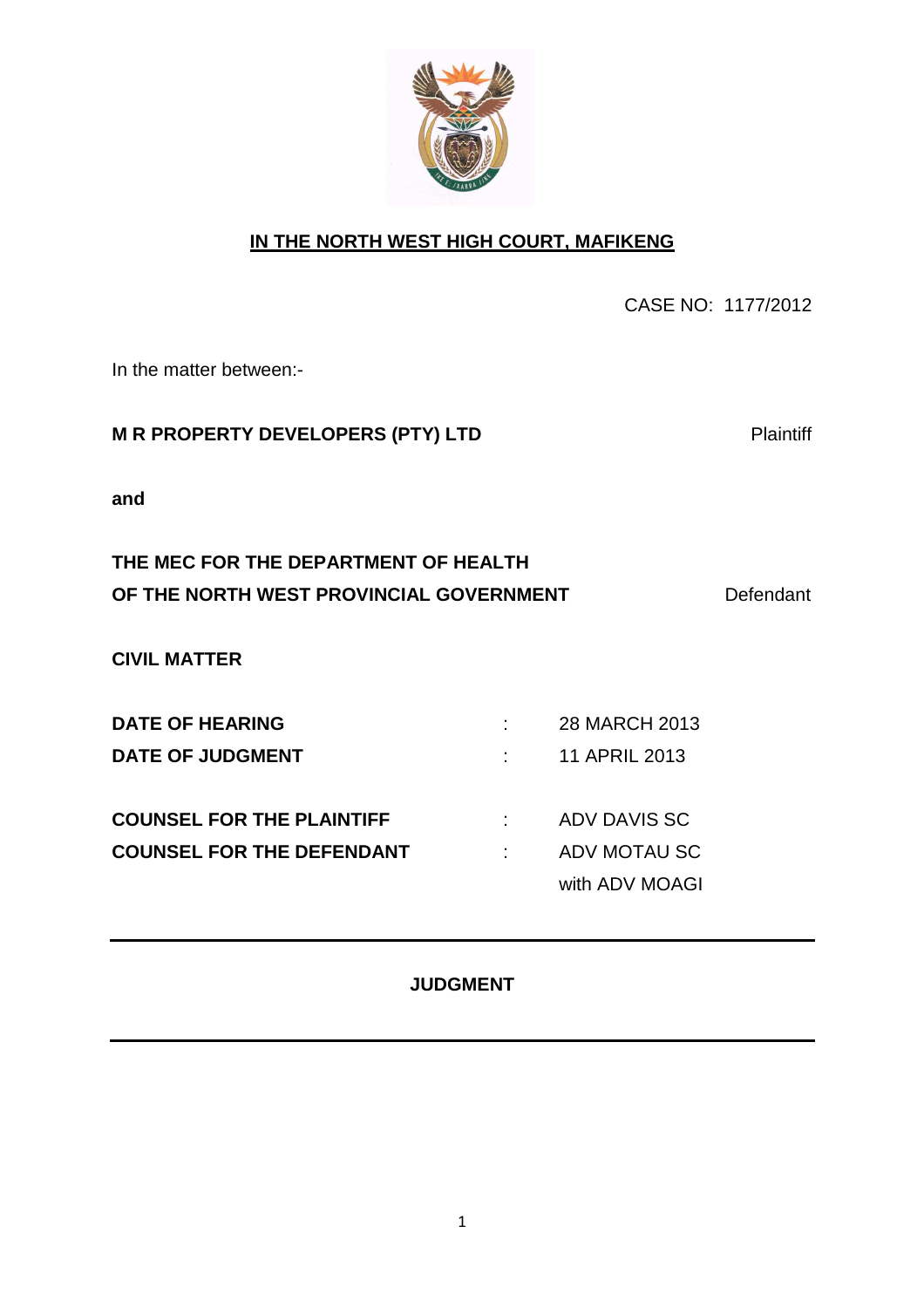**IN THE NORTH WEST HIGH COURT, MAFIKENG**

CASE NO: 1177/2012

In the matter between:-

**M R PROPERTY DEVELOPERS (PTY) LTD** Plaintiff

**and**

**THE MEC FOR THE DEPARTMENT OF HEALTH OF THE NORTH WEST PROVINCIAL GOVERNMENT** Defendant

**CIVIL MATTER**

| | | |
|---|---|---|
| **DATE OF HEARING** | : | 28 MARCH 2013 |
| **DATE OF JUDGMENT** | : | 11 APRIL 2013 |
| | | |
| **COUNSEL FOR THE PLAINTIFF** | : | ADV DAVIS SC |
| **COUNSEL FOR THE DEFENDANT** | : | ADV MOTAU SC with ADV MOAGI |

---

**JUDGMENT**

---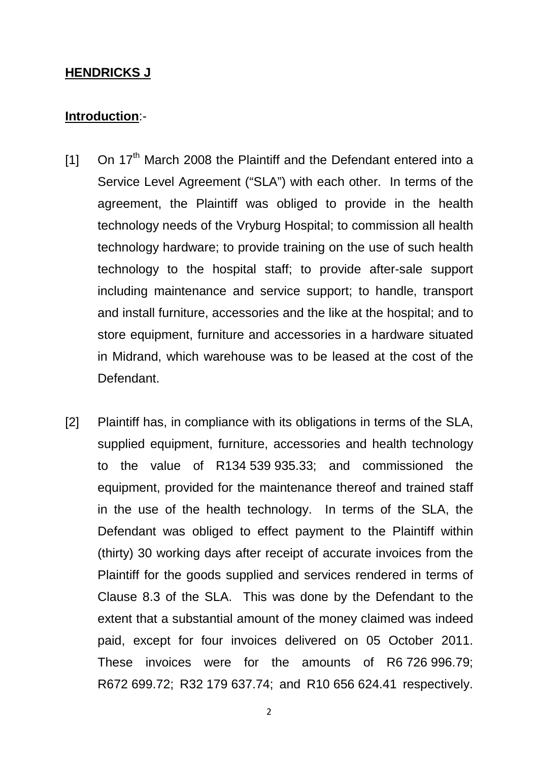**HENDRICKS J**

**Introduction**:-

[1] On 17th March 2008 the Plaintiff and the Defendant entered into a Service Level Agreement ("SLA") with each other. In terms of the agreement, the Plaintiff was obliged to provide in the health technology needs of the Vryburg Hospital; to commission all health technology hardware; to provide training on the use of such health technology to the hospital staff; to provide after-sale support including maintenance and service support; to handle, transport and install furniture, accessories and the like at the hospital; and to store equipment, furniture and accessories in a hardware situated in Midrand, which warehouse was to be leased at the cost of the Defendant.

[2] Plaintiff has, in compliance with its obligations in terms of the SLA, supplied equipment, furniture, accessories and health technology to the value of R134 539 935.33; and commissioned the equipment, provided for the maintenance thereof and trained staff in the use of the health technology. In terms of the SLA, the Defendant was obliged to effect payment to the Plaintiff within (thirty) 30 working days after receipt of accurate invoices from the Plaintiff for the goods supplied and services rendered in terms of Clause 8.3 of the SLA. This was done by the Defendant to the extent that a substantial amount of the money claimed was indeed paid, except for four invoices delivered on 05 October 2011. These invoices were for the amounts of R6 726 996.79; R672 699.72; R32 179 637.74; and R10 656 624.41 respectively.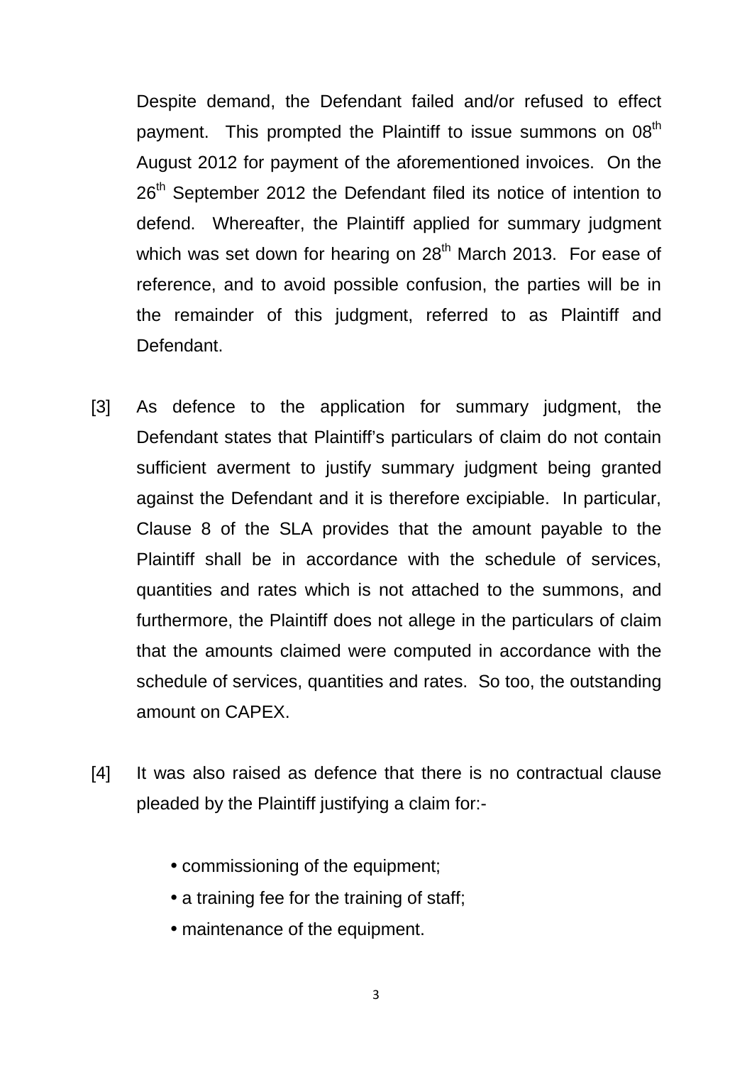Despite demand, the Defendant failed and/or refused to effect payment. This prompted the Plaintiff to issue summons on 08th August 2012 for payment of the aforementioned invoices. On the 26th September 2012 the Defendant filed its notice of intention to defend. Whereafter, the Plaintiff applied for summary judgment which was set down for hearing on 28th March 2013. For ease of reference, and to avoid possible confusion, the parties will be in the remainder of this judgment, referred to as Plaintiff and Defendant.

[3] As defence to the application for summary judgment, the Defendant states that Plaintiff's particulars of claim do not contain sufficient averment to justify summary judgment being granted against the Defendant and it is therefore excipiable. In particular, Clause 8 of the SLA provides that the amount payable to the Plaintiff shall be in accordance with the schedule of services, quantities and rates which is not attached to the summons, and furthermore, the Plaintiff does not allege in the particulars of claim that the amounts claimed were computed in accordance with the schedule of services, quantities and rates. So too, the outstanding amount on CAPEX.

[4] It was also raised as defence that there is no contractual clause pleaded by the Plaintiff justifying a claim for:-

- commissioning of the equipment;
- a training fee for the training of staff;
- maintenance of the equipment.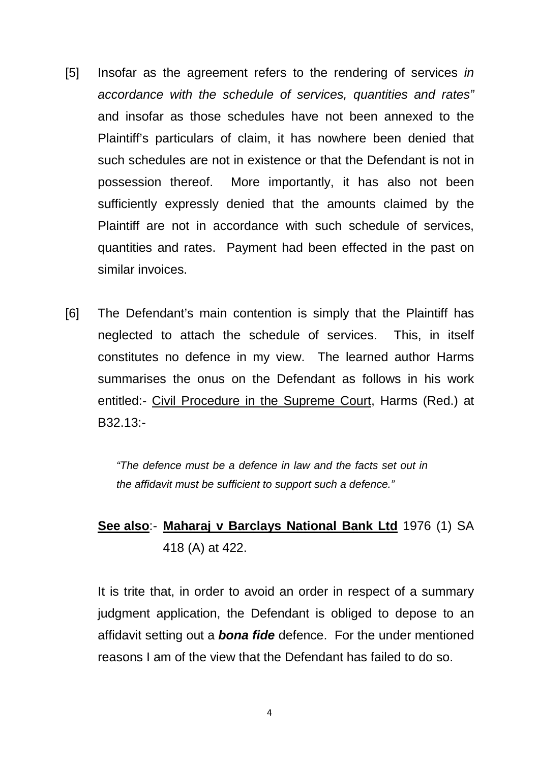[5] Insofar as the agreement refers to the rendering of services *in accordance with the schedule of services, quantities and rates"* and insofar as those schedules have not been annexed to the Plaintiff's particulars of claim, it has nowhere been denied that such schedules are not in existence or that the Defendant is not in possession thereof. More importantly, it has also not been sufficiently expressly denied that the amounts claimed by the Plaintiff are not in accordance with such schedule of services, quantities and rates. Payment had been effected in the past on similar invoices.

[6] The Defendant's main contention is simply that the Plaintiff has neglected to attach the schedule of services. This, in itself constitutes no defence in my view. The learned author Harms summarises the onus on the Defendant as follows in his work entitled:- Civil Procedure in the Supreme Court, Harms (Red.) at B32.13:-

> *"The defence must be a defence in law and the facts set out in the affidavit must be sufficient to support such a defence."*

**See also**:- **Maharaj v Barclays National Bank Ltd** 1976 (1) SA 418 (A) at 422.

It is trite that, in order to avoid an order in respect of a summary judgment application, the Defendant is obliged to depose to an affidavit setting out a ***bona fide*** defence. For the under mentioned reasons I am of the view that the Defendant has failed to do so.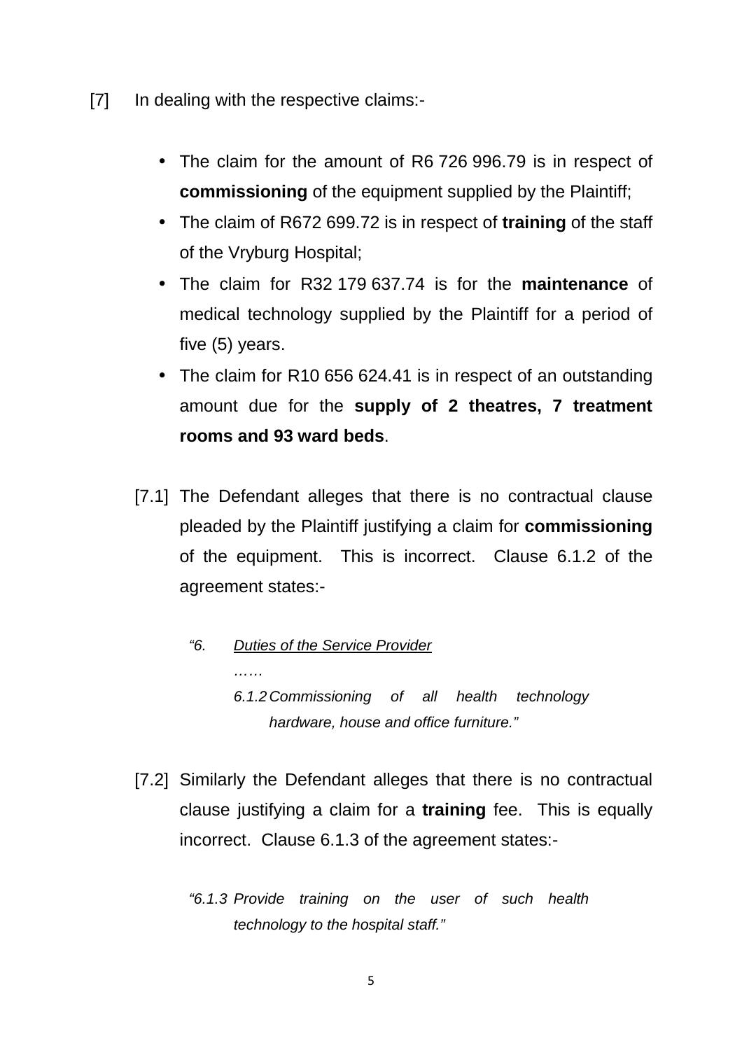[7] In dealing with the respective claims:-

- The claim for the amount of R6 726 996.79 is in respect of **commissioning** of the equipment supplied by the Plaintiff;
- The claim of R672 699.72 is in respect of **training** of the staff of the Vryburg Hospital;
- The claim for R32 179 637.74 is for the **maintenance** of medical technology supplied by the Plaintiff for a period of five (5) years.
- The claim for R10 656 624.41 is in respect of an outstanding amount due for the **supply of 2 theatres, 7 treatment rooms and 93 ward beds**.

[7.1] The Defendant alleges that there is no contractual clause pleaded by the Plaintiff justifying a claim for **commissioning** of the equipment. This is incorrect. Clause 6.1.2 of the agreement states:-

> *"6. <u>Duties of the Service Provider</u>*
>
> *……*
>
> *6.1.2 Commissioning of all health technology hardware, house and office furniture."*

[7.2] Similarly the Defendant alleges that there is no contractual clause justifying a claim for a **training** fee. This is equally incorrect. Clause 6.1.3 of the agreement states:-

> *"6.1.3 Provide training on the user of such health technology to the hospital staff."*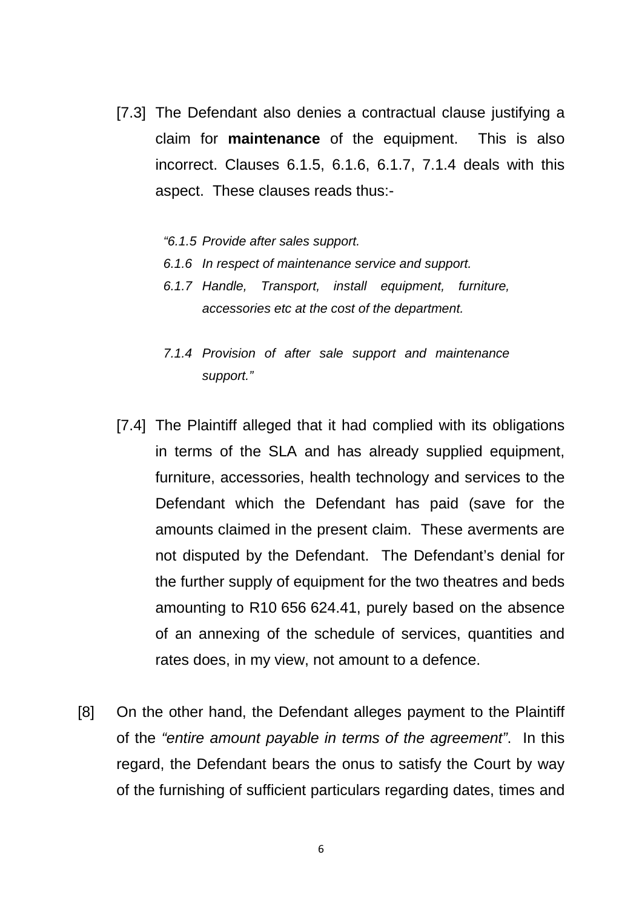[7.3] The Defendant also denies a contractual clause justifying a claim for **maintenance** of the equipment. This is also incorrect. Clauses 6.1.5, 6.1.6, 6.1.7, 7.1.4 deals with this aspect. These clauses reads thus:-

> *"6.1.5 Provide after sales support.*
>
> *6.1.6 In respect of maintenance service and support.*
>
> *6.1.7 Handle, Transport, install equipment, furniture, accessories etc at the cost of the department.*
>
> *7.1.4 Provision of after sale support and maintenance support."*

[7.4] The Plaintiff alleged that it had complied with its obligations in terms of the SLA and has already supplied equipment, furniture, accessories, health technology and services to the Defendant which the Defendant has paid (save for the amounts claimed in the present claim. These averments are not disputed by the Defendant. The Defendant's denial for the further supply of equipment for the two theatres and beds amounting to R10 656 624.41, purely based on the absence of an annexing of the schedule of services, quantities and rates does, in my view, not amount to a defence.

[8] On the other hand, the Defendant alleges payment to the Plaintiff of the *"entire amount payable in terms of the agreement"*. In this regard, the Defendant bears the onus to satisfy the Court by way of the furnishing of sufficient particulars regarding dates, times and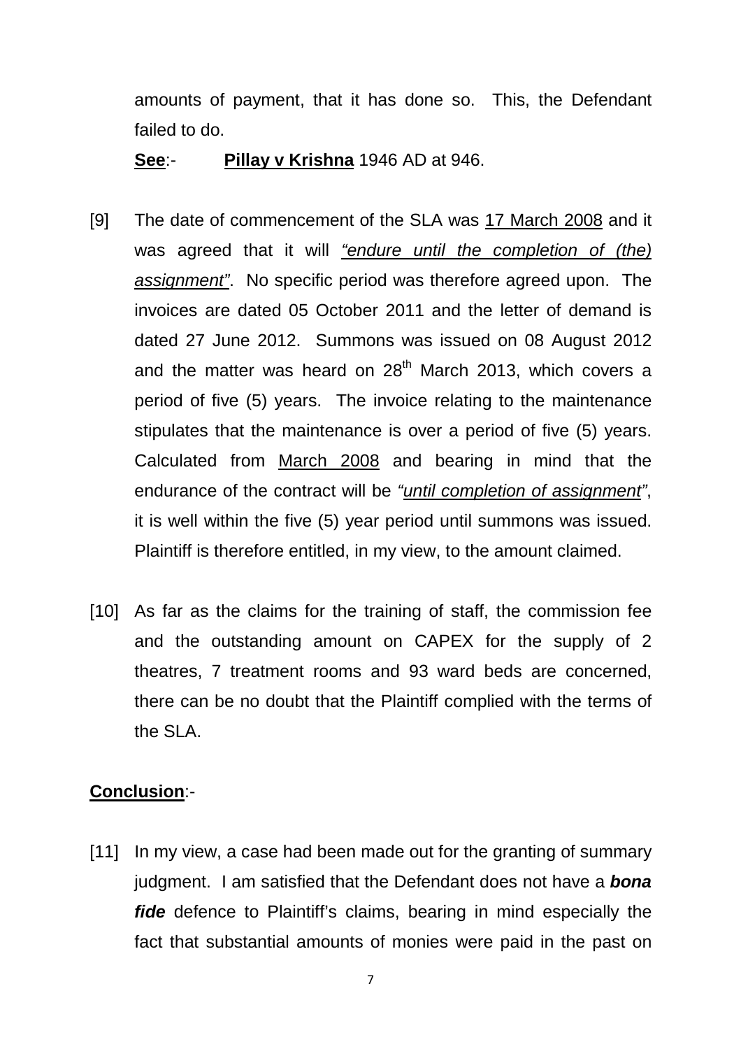amounts of payment, that it has done so. This, the Defendant failed to do.

**See**:- **Pillay v Krishna** 1946 AD at 946.

[9] The date of commencement of the SLA was 17 March 2008 and it was agreed that it will *"endure until the completion of (the) assignment"*. No specific period was therefore agreed upon. The invoices are dated 05 October 2011 and the letter of demand is dated 27 June 2012. Summons was issued on 08 August 2012 and the matter was heard on 28th March 2013, which covers a period of five (5) years. The invoice relating to the maintenance stipulates that the maintenance is over a period of five (5) years. Calculated from March 2008 and bearing in mind that the endurance of the contract will be *"until completion of assignment"*, it is well within the five (5) year period until summons was issued. Plaintiff is therefore entitled, in my view, to the amount claimed.

[10] As far as the claims for the training of staff, the commission fee and the outstanding amount on CAPEX for the supply of 2 theatres, 7 treatment rooms and 93 ward beds are concerned, there can be no doubt that the Plaintiff complied with the terms of the SLA.

**Conclusion**:-

[11] In my view, a case had been made out for the granting of summary judgment. I am satisfied that the Defendant does not have a ***bona fide*** defence to Plaintiff's claims, bearing in mind especially the fact that substantial amounts of monies were paid in the past on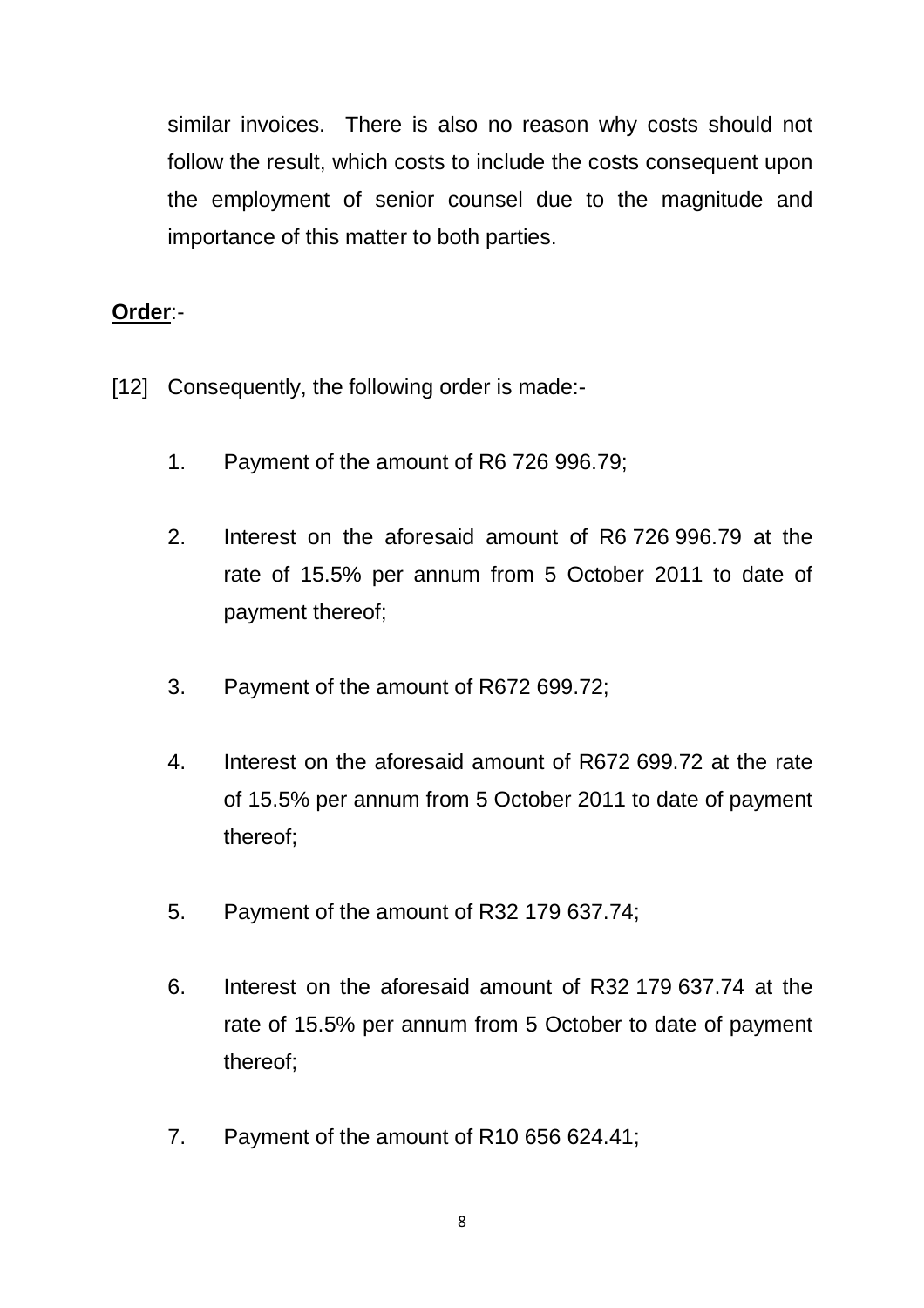similar invoices. There is also no reason why costs should not follow the result, which costs to include the costs consequent upon the employment of senior counsel due to the magnitude and importance of this matter to both parties.

**Order**:-

[12] Consequently, the following order is made:-

1. Payment of the amount of R6 726 996.79;

2. Interest on the aforesaid amount of R6 726 996.79 at the rate of 15.5% per annum from 5 October 2011 to date of payment thereof;

3. Payment of the amount of R672 699.72;

4. Interest on the aforesaid amount of R672 699.72 at the rate of 15.5% per annum from 5 October 2011 to date of payment thereof;

5. Payment of the amount of R32 179 637.74;

6. Interest on the aforesaid amount of R32 179 637.74 at the rate of 15.5% per annum from 5 October to date of payment thereof;

7. Payment of the amount of R10 656 624.41;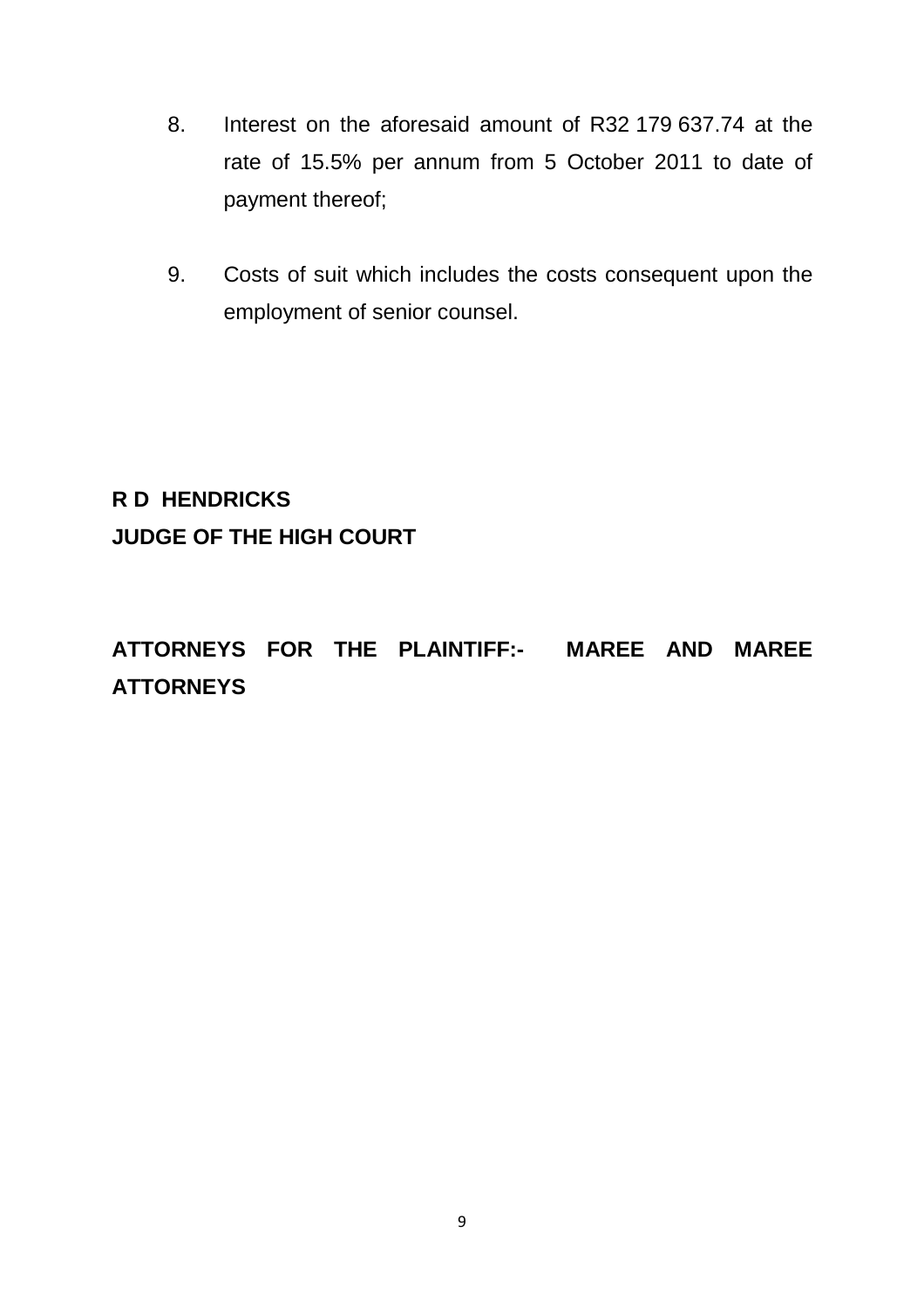8. Interest on the aforesaid amount of R32 179 637.74 at the rate of 15.5% per annum from 5 October 2011 to date of payment thereof;

9. Costs of suit which includes the costs consequent upon the employment of senior counsel.

**R D HENDRICKS**
**JUDGE OF THE HIGH COURT**

**ATTORNEYS FOR THE PLAINTIFF:- MAREE AND MAREE ATTORNEYS**